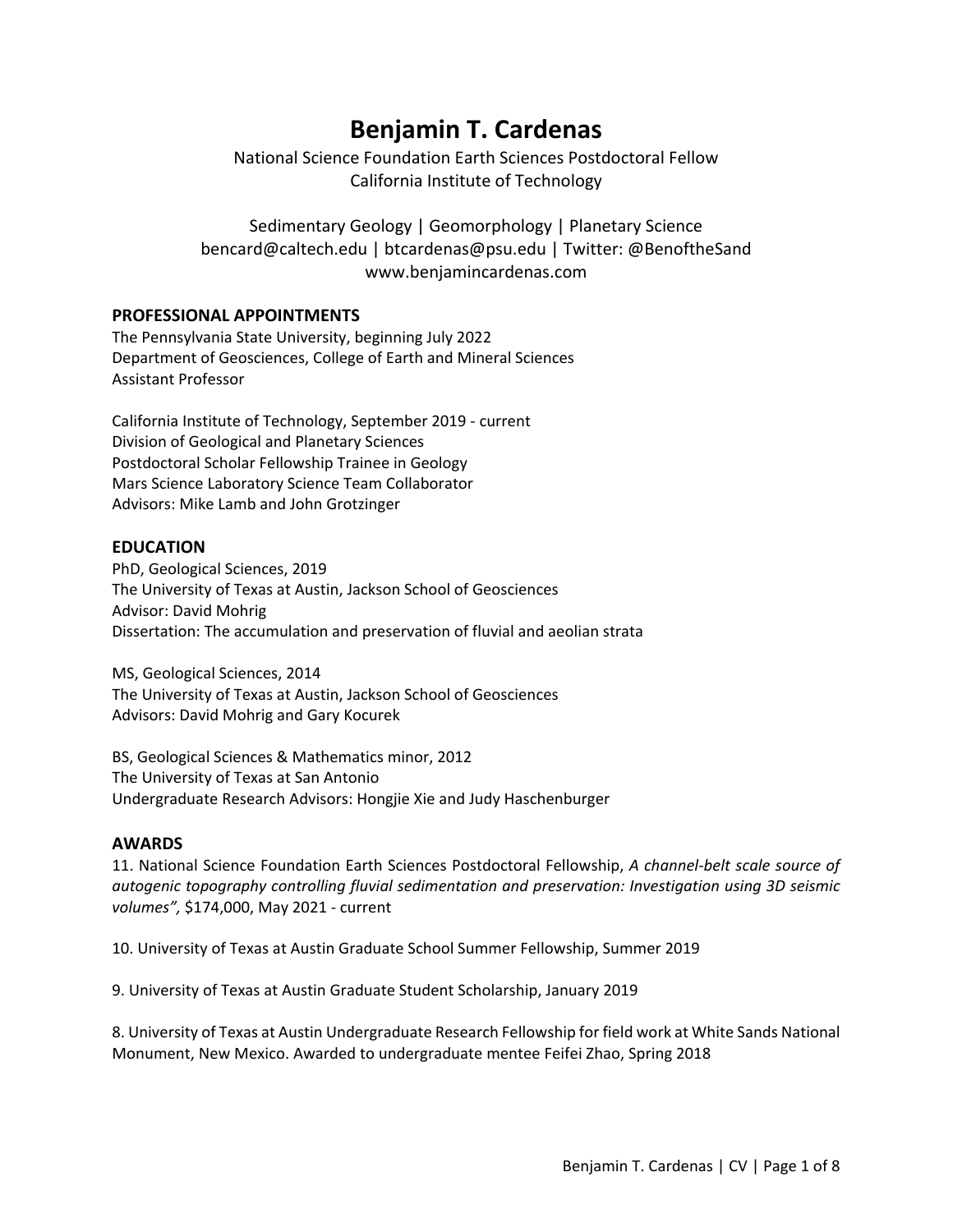# Benjamin T. Cardenas

National Science Foundation Earth Sciences Postdoctoral Fellow
California Institute of Technology

Sedimentary Geology | Geomorphology | Planetary Science
bencard@caltech.edu | btcardenas@psu.edu | Twitter: @BenoftheSand
www.benjamincardenas.com

## PROFESSIONAL APPOINTMENTS

The Pennsylvania State University, beginning July 2022
Department of Geosciences, College of Earth and Mineral Sciences
Assistant Professor

California Institute of Technology, September 2019 - current
Division of Geological and Planetary Sciences
Postdoctoral Scholar Fellowship Trainee in Geology
Mars Science Laboratory Science Team Collaborator
Advisors: Mike Lamb and John Grotzinger

## EDUCATION

PhD, Geological Sciences, 2019
The University of Texas at Austin, Jackson School of Geosciences
Advisor: David Mohrig
Dissertation: The accumulation and preservation of fluvial and aeolian strata

MS, Geological Sciences, 2014
The University of Texas at Austin, Jackson School of Geosciences
Advisors: David Mohrig and Gary Kocurek

BS, Geological Sciences & Mathematics minor, 2012
The University of Texas at San Antonio
Undergraduate Research Advisors: Hongjie Xie and Judy Haschenburger

## AWARDS

11. National Science Foundation Earth Sciences Postdoctoral Fellowship, *A channel-belt scale source of autogenic topography controlling fluvial sedimentation and preservation: Investigation using 3D seismic volumes",* $174,000, May 2021 - current

10. University of Texas at Austin Graduate School Summer Fellowship, Summer 2019

9. University of Texas at Austin Graduate Student Scholarship, January 2019

8. University of Texas at Austin Undergraduate Research Fellowship for field work at White Sands National Monument, New Mexico. Awarded to undergraduate mentee Feifei Zhao, Spring 2018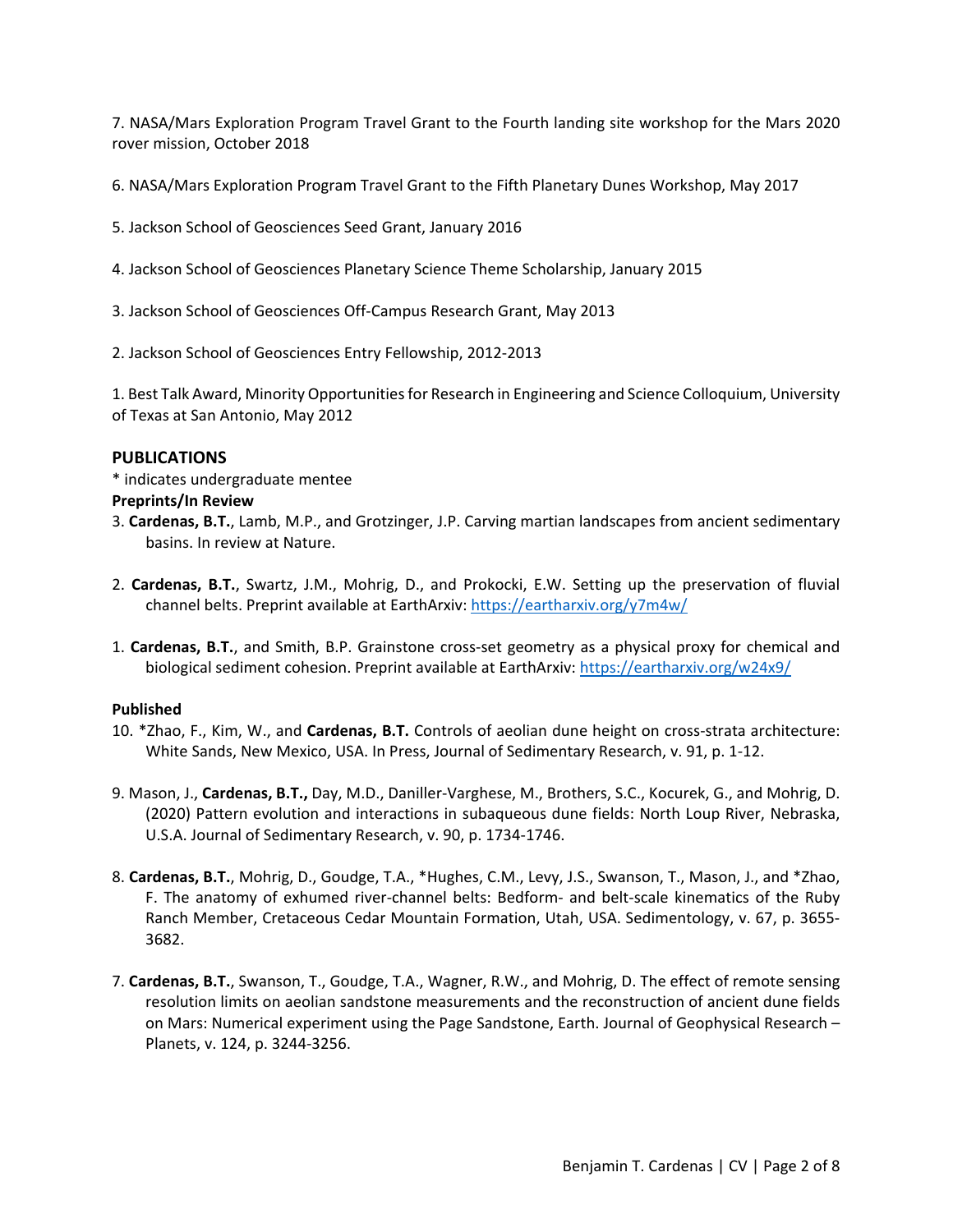7. NASA/Mars Exploration Program Travel Grant to the Fourth landing site workshop for the Mars 2020 rover mission, October 2018

6. NASA/Mars Exploration Program Travel Grant to the Fifth Planetary Dunes Workshop, May 2017

5. Jackson School of Geosciences Seed Grant, January 2016

4. Jackson School of Geosciences Planetary Science Theme Scholarship, January 2015

3. Jackson School of Geosciences Off-Campus Research Grant, May 2013

2. Jackson School of Geosciences Entry Fellowship, 2012-2013

1. Best Talk Award, Minority Opportunities for Research in Engineering and Science Colloquium, University of Texas at San Antonio, May 2012

## PUBLICATIONS

* indicates undergraduate mentee

**Preprints/In Review**

3. **Cardenas, B.T.**, Lamb, M.P., and Grotzinger, J.P. Carving martian landscapes from ancient sedimentary basins. In review at Nature.

2. **Cardenas, B.T.**, Swartz, J.M., Mohrig, D., and Prokocki, E.W. Setting up the preservation of fluvial channel belts. Preprint available at EarthArxiv: https://eartharxiv.org/y7m4w/

1. **Cardenas, B.T.**, and Smith, B.P. Grainstone cross-set geometry as a physical proxy for chemical and biological sediment cohesion. Preprint available at EarthArxiv: https://eartharxiv.org/w24x9/

**Published**

10. *Zhao, F., Kim, W., and **Cardenas, B.T.** Controls of aeolian dune height on cross-strata architecture: White Sands, New Mexico, USA. In Press, Journal of Sedimentary Research, v. 91, p. 1-12.

9. Mason, J., **Cardenas, B.T.,** Day, M.D., Daniller-Varghese, M., Brothers, S.C., Kocurek, G., and Mohrig, D. (2020) Pattern evolution and interactions in subaqueous dune fields: North Loup River, Nebraska, U.S.A. Journal of Sedimentary Research, v. 90, p. 1734-1746.

8. **Cardenas, B.T.**, Mohrig, D., Goudge, T.A., *Hughes, C.M., Levy, J.S., Swanson, T., Mason, J., and *Zhao, F. The anatomy of exhumed river-channel belts: Bedform- and belt-scale kinematics of the Ruby Ranch Member, Cretaceous Cedar Mountain Formation, Utah, USA. Sedimentology, v. 67, p. 3655-3682.

7. **Cardenas, B.T.**, Swanson, T., Goudge, T.A., Wagner, R.W., and Mohrig, D. The effect of remote sensing resolution limits on aeolian sandstone measurements and the reconstruction of ancient dune fields on Mars: Numerical experiment using the Page Sandstone, Earth. Journal of Geophysical Research – Planets, v. 124, p. 3244-3256.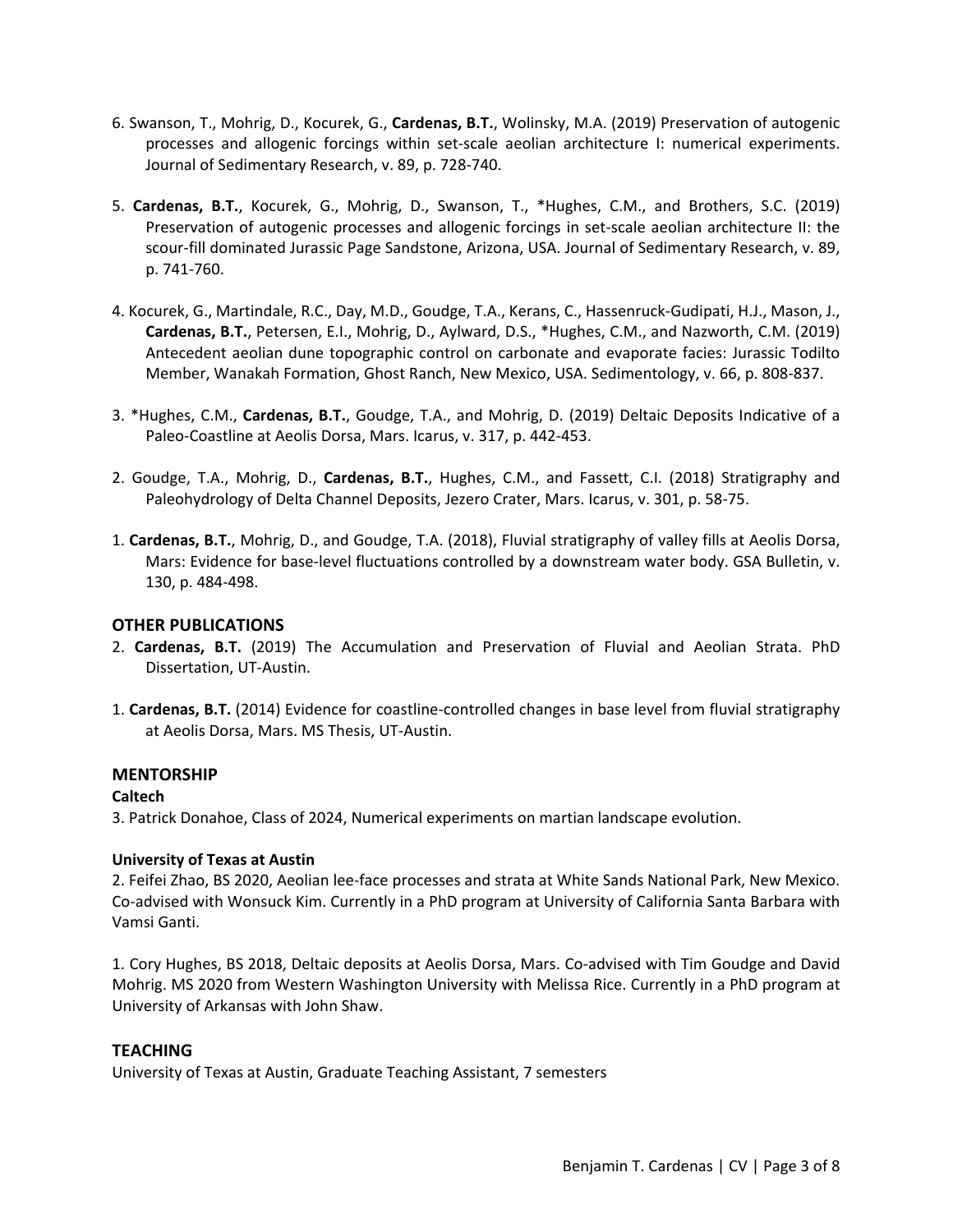6. Swanson, T., Mohrig, D., Kocurek, G., **Cardenas, B.T.**, Wolinsky, M.A. (2019) Preservation of autogenic processes and allogenic forcings within set-scale aeolian architecture I: numerical experiments. Journal of Sedimentary Research, v. 89, p. 728-740.

5. **Cardenas, B.T.**, Kocurek, G., Mohrig, D., Swanson, T., *Hughes, C.M., and Brothers, S.C. (2019) Preservation of autogenic processes and allogenic forcings in set-scale aeolian architecture II: the scour-fill dominated Jurassic Page Sandstone, Arizona, USA. Journal of Sedimentary Research, v. 89, p. 741-760.

4. Kocurek, G., Martindale, R.C., Day, M.D., Goudge, T.A., Kerans, C., Hassenruck-Gudipati, H.J., Mason, J., **Cardenas, B.T.**, Petersen, E.I., Mohrig, D., Aylward, D.S., *Hughes, C.M., and Nazworth, C.M. (2019) Antecedent aeolian dune topographic control on carbonate and evaporate facies: Jurassic Todilto Member, Wanakah Formation, Ghost Ranch, New Mexico, USA. Sedimentology, v. 66, p. 808-837.

3. *Hughes, C.M., **Cardenas, B.T.**, Goudge, T.A., and Mohrig, D. (2019) Deltaic Deposits Indicative of a Paleo-Coastline at Aeolis Dorsa, Mars. Icarus, v. 317, p. 442-453.

2. Goudge, T.A., Mohrig, D., **Cardenas, B.T.**, Hughes, C.M., and Fassett, C.I. (2018) Stratigraphy and Paleohydrology of Delta Channel Deposits, Jezero Crater, Mars. Icarus, v. 301, p. 58-75.

1. **Cardenas, B.T.**, Mohrig, D., and Goudge, T.A. (2018), Fluvial stratigraphy of valley fills at Aeolis Dorsa, Mars: Evidence for base-level fluctuations controlled by a downstream water body. GSA Bulletin, v. 130, p. 484-498.

## OTHER PUBLICATIONS

2. **Cardenas, B.T.** (2019) The Accumulation and Preservation of Fluvial and Aeolian Strata. PhD Dissertation, UT-Austin.

1. **Cardenas, B.T.** (2014) Evidence for coastline-controlled changes in base level from fluvial stratigraphy at Aeolis Dorsa, Mars. MS Thesis, UT-Austin.

## MENTORSHIP

**Caltech**

3. Patrick Donahoe, Class of 2024, Numerical experiments on martian landscape evolution.

**University of Texas at Austin**

2. Feifei Zhao, BS 2020, Aeolian lee-face processes and strata at White Sands National Park, New Mexico. Co-advised with Wonsuck Kim. Currently in a PhD program at University of California Santa Barbara with Vamsi Ganti.

1. Cory Hughes, BS 2018, Deltaic deposits at Aeolis Dorsa, Mars. Co-advised with Tim Goudge and David Mohrig. MS 2020 from Western Washington University with Melissa Rice. Currently in a PhD program at University of Arkansas with John Shaw.

## TEACHING

University of Texas at Austin, Graduate Teaching Assistant, 7 semesters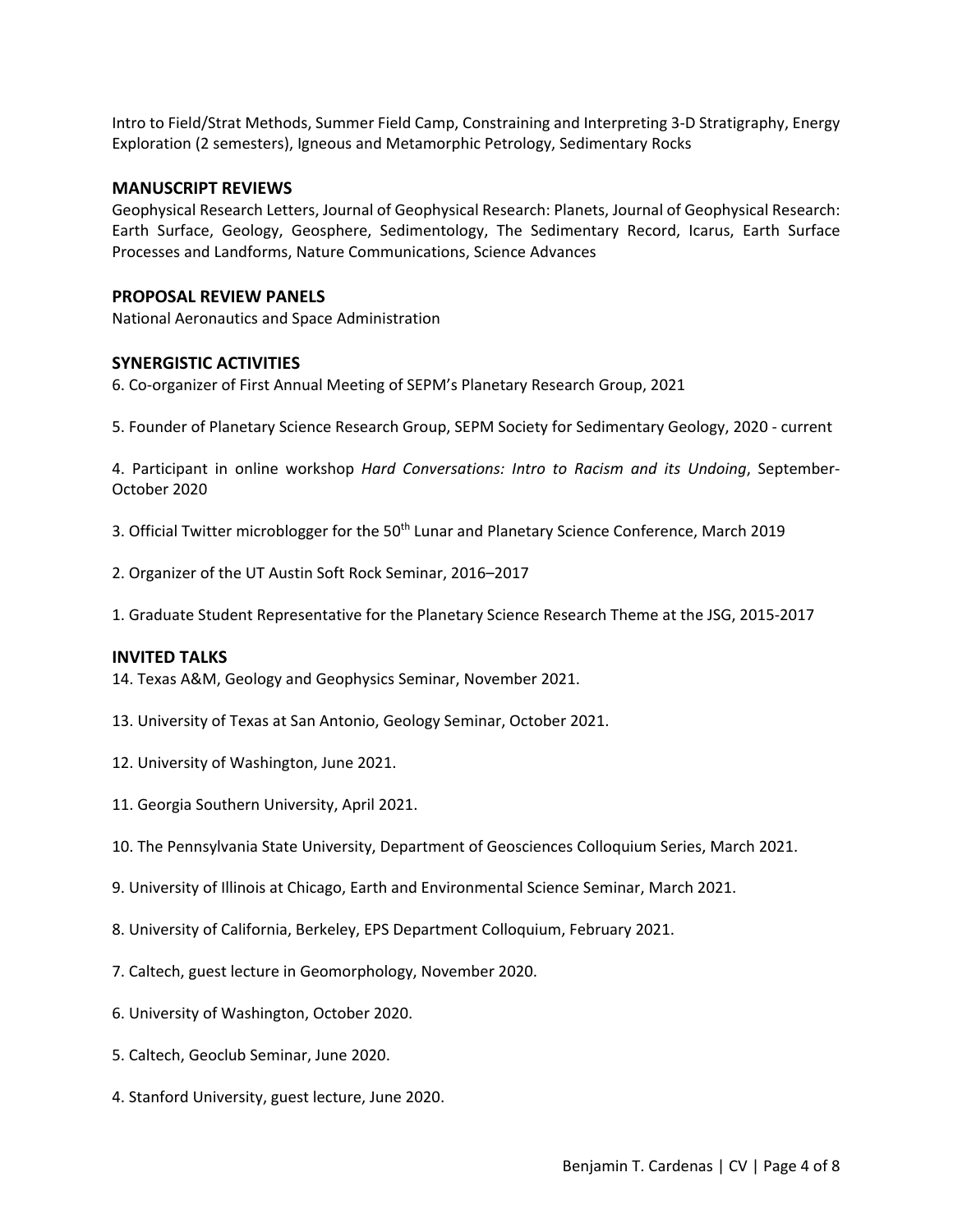Intro to Field/Strat Methods, Summer Field Camp, Constraining and Interpreting 3-D Stratigraphy, Energy Exploration (2 semesters), Igneous and Metamorphic Petrology, Sedimentary Rocks

## MANUSCRIPT REVIEWS

Geophysical Research Letters, Journal of Geophysical Research: Planets, Journal of Geophysical Research: Earth Surface, Geology, Geosphere, Sedimentology, The Sedimentary Record, Icarus, Earth Surface Processes and Landforms, Nature Communications, Science Advances

## PROPOSAL REVIEW PANELS

National Aeronautics and Space Administration

## SYNERGISTIC ACTIVITIES

6. Co-organizer of First Annual Meeting of SEPM's Planetary Research Group, 2021

5. Founder of Planetary Science Research Group, SEPM Society for Sedimentary Geology, 2020 - current

4. Participant in online workshop *Hard Conversations: Intro to Racism and its Undoing*, September-October 2020

3. Official Twitter microblogger for the 50th Lunar and Planetary Science Conference, March 2019

2. Organizer of the UT Austin Soft Rock Seminar, 2016–2017

1. Graduate Student Representative for the Planetary Science Research Theme at the JSG, 2015-2017

## INVITED TALKS

14. Texas A&M, Geology and Geophysics Seminar, November 2021.

13. University of Texas at San Antonio, Geology Seminar, October 2021.

12. University of Washington, June 2021.

11. Georgia Southern University, April 2021.

10. The Pennsylvania State University, Department of Geosciences Colloquium Series, March 2021.

9. University of Illinois at Chicago, Earth and Environmental Science Seminar, March 2021.

8. University of California, Berkeley, EPS Department Colloquium, February 2021.

7. Caltech, guest lecture in Geomorphology, November 2020.

6. University of Washington, October 2020.

5. Caltech, Geoclub Seminar, June 2020.

4. Stanford University, guest lecture, June 2020.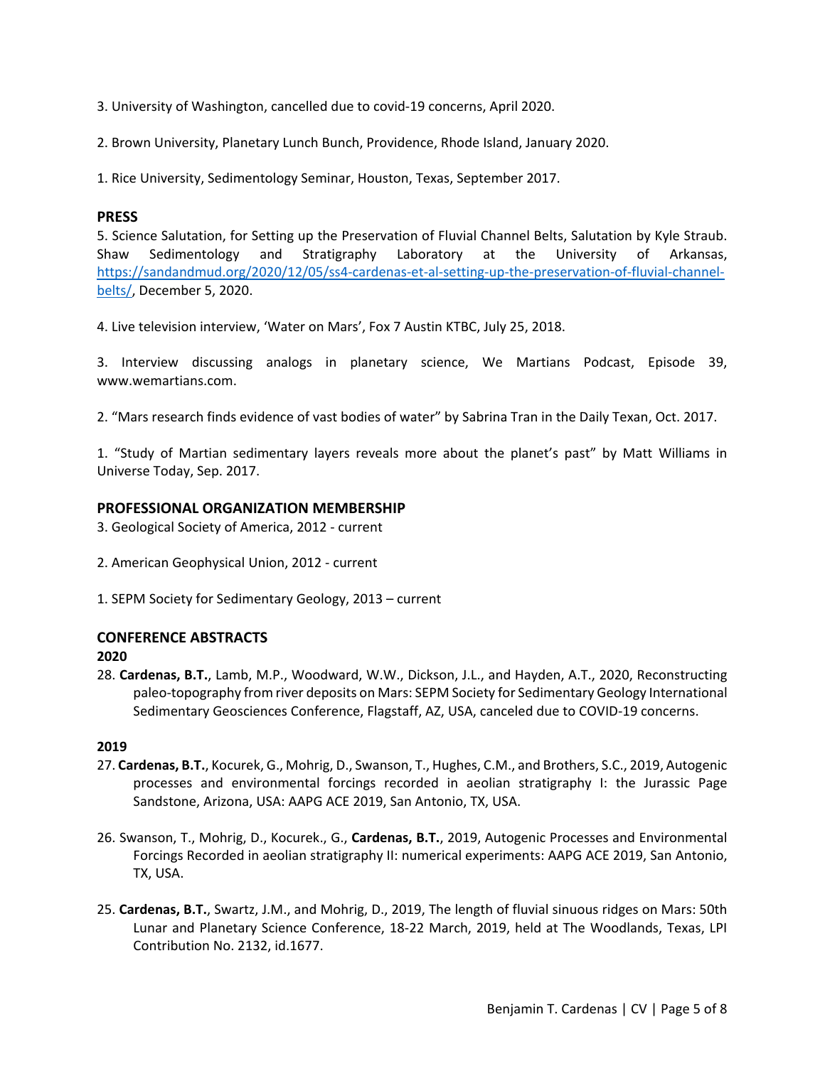3. University of Washington, cancelled due to covid-19 concerns, April 2020.

2. Brown University, Planetary Lunch Bunch, Providence, Rhode Island, January 2020.

1. Rice University, Sedimentology Seminar, Houston, Texas, September 2017.

## PRESS

5. Science Salutation, for Setting up the Preservation of Fluvial Channel Belts, Salutation by Kyle Straub. Shaw Sedimentology and Stratigraphy Laboratory at the University of Arkansas, [https://sandandmud.org/2020/12/05/ss4-cardenas-et-al-setting-up-the-preservation-of-fluvial-channel-belts/](https://sandandmud.org/2020/12/05/ss4-cardenas-et-al-setting-up-the-preservation-of-fluvial-channel-belts/), December 5, 2020.

4. Live television interview, 'Water on Mars', Fox 7 Austin KTBC, July 25, 2018.

3. Interview discussing analogs in planetary science, We Martians Podcast, Episode 39, www.wemartians.com.

2. "Mars research finds evidence of vast bodies of water" by Sabrina Tran in the Daily Texan, Oct. 2017.

1. "Study of Martian sedimentary layers reveals more about the planet's past" by Matt Williams in Universe Today, Sep. 2017.

## PROFESSIONAL ORGANIZATION MEMBERSHIP

3. Geological Society of America, 2012 - current

2. American Geophysical Union, 2012 - current

1. SEPM Society for Sedimentary Geology, 2013 – current

## CONFERENCE ABSTRACTS

### 2020

28. **Cardenas, B.T.**, Lamb, M.P., Woodward, W.W., Dickson, J.L., and Hayden, A.T., 2020, Reconstructing paleo-topography from river deposits on Mars: SEPM Society for Sedimentary Geology International Sedimentary Geosciences Conference, Flagstaff, AZ, USA, canceled due to COVID-19 concerns.

### 2019

27. **Cardenas, B.T.**, Kocurek, G., Mohrig, D., Swanson, T., Hughes, C.M., and Brothers, S.C., 2019, Autogenic processes and environmental forcings recorded in aeolian stratigraphy I: the Jurassic Page Sandstone, Arizona, USA: AAPG ACE 2019, San Antonio, TX, USA.

26. Swanson, T., Mohrig, D., Kocurek., G., **Cardenas, B.T.**, 2019, Autogenic Processes and Environmental Forcings Recorded in aeolian stratigraphy II: numerical experiments: AAPG ACE 2019, San Antonio, TX, USA.

25. **Cardenas, B.T.**, Swartz, J.M., and Mohrig, D., 2019, The length of fluvial sinuous ridges on Mars: 50th Lunar and Planetary Science Conference, 18-22 March, 2019, held at The Woodlands, Texas, LPI Contribution No. 2132, id.1677.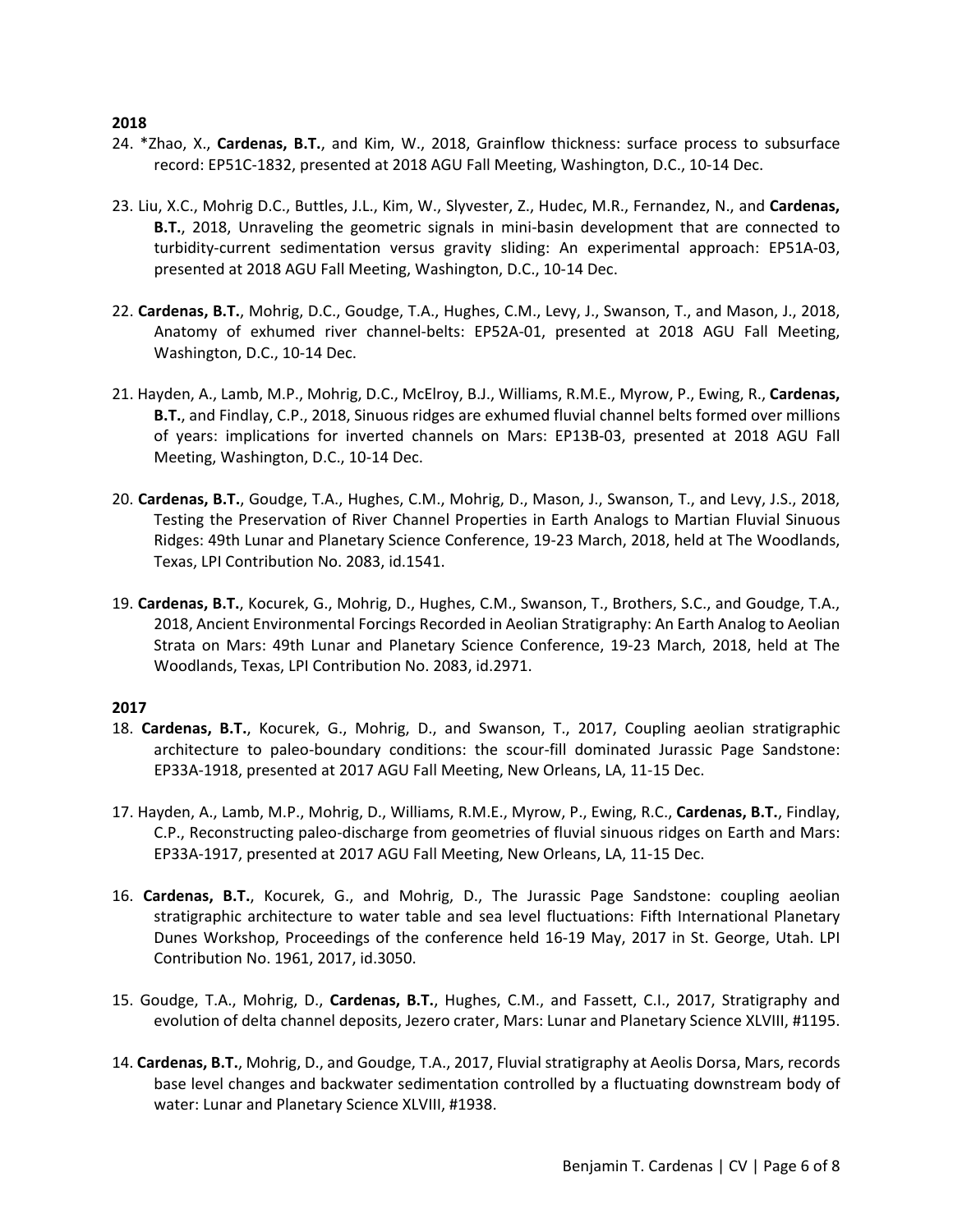**2018**

24. *Zhao, X., **Cardenas, B.T.**, and Kim, W., 2018, Grainflow thickness: surface process to subsurface record: EP51C-1832, presented at 2018 AGU Fall Meeting, Washington, D.C., 10-14 Dec.

23. Liu, X.C., Mohrig D.C., Buttles, J.L., Kim, W., Slyvester, Z., Hudec, M.R., Fernandez, N., and **Cardenas, B.T.**, 2018, Unraveling the geometric signals in mini-basin development that are connected to turbidity-current sedimentation versus gravity sliding: An experimental approach: EP51A-03, presented at 2018 AGU Fall Meeting, Washington, D.C., 10-14 Dec.

22. **Cardenas, B.T.**, Mohrig, D.C., Goudge, T.A., Hughes, C.M., Levy, J., Swanson, T., and Mason, J., 2018, Anatomy of exhumed river channel-belts: EP52A-01, presented at 2018 AGU Fall Meeting, Washington, D.C., 10-14 Dec.

21. Hayden, A., Lamb, M.P., Mohrig, D.C., McElroy, B.J., Williams, R.M.E., Myrow, P., Ewing, R., **Cardenas, B.T.**, and Findlay, C.P., 2018, Sinuous ridges are exhumed fluvial channel belts formed over millions of years: implications for inverted channels on Mars: EP13B-03, presented at 2018 AGU Fall Meeting, Washington, D.C., 10-14 Dec.

20. **Cardenas, B.T.**, Goudge, T.A., Hughes, C.M., Mohrig, D., Mason, J., Swanson, T., and Levy, J.S., 2018, Testing the Preservation of River Channel Properties in Earth Analogs to Martian Fluvial Sinuous Ridges: 49th Lunar and Planetary Science Conference, 19-23 March, 2018, held at The Woodlands, Texas, LPI Contribution No. 2083, id.1541.

19. **Cardenas, B.T.**, Kocurek, G., Mohrig, D., Hughes, C.M., Swanson, T., Brothers, S.C., and Goudge, T.A., 2018, Ancient Environmental Forcings Recorded in Aeolian Stratigraphy: An Earth Analog to Aeolian Strata on Mars: 49th Lunar and Planetary Science Conference, 19-23 March, 2018, held at The Woodlands, Texas, LPI Contribution No. 2083, id.2971.

**2017**

18. **Cardenas, B.T.**, Kocurek, G., Mohrig, D., and Swanson, T., 2017, Coupling aeolian stratigraphic architecture to paleo-boundary conditions: the scour-fill dominated Jurassic Page Sandstone: EP33A-1918, presented at 2017 AGU Fall Meeting, New Orleans, LA, 11-15 Dec.

17. Hayden, A., Lamb, M.P., Mohrig, D., Williams, R.M.E., Myrow, P., Ewing, R.C., **Cardenas, B.T.**, Findlay, C.P., Reconstructing paleo-discharge from geometries of fluvial sinuous ridges on Earth and Mars: EP33A-1917, presented at 2017 AGU Fall Meeting, New Orleans, LA, 11-15 Dec.

16. **Cardenas, B.T.**, Kocurek, G., and Mohrig, D., The Jurassic Page Sandstone: coupling aeolian stratigraphic architecture to water table and sea level fluctuations: Fifth International Planetary Dunes Workshop, Proceedings of the conference held 16-19 May, 2017 in St. George, Utah. LPI Contribution No. 1961, 2017, id.3050.

15. Goudge, T.A., Mohrig, D., **Cardenas, B.T.**, Hughes, C.M., and Fassett, C.I., 2017, Stratigraphy and evolution of delta channel deposits, Jezero crater, Mars: Lunar and Planetary Science XLVIII, #1195.

14. **Cardenas, B.T.**, Mohrig, D., and Goudge, T.A., 2017, Fluvial stratigraphy at Aeolis Dorsa, Mars, records base level changes and backwater sedimentation controlled by a fluctuating downstream body of water: Lunar and Planetary Science XLVIII, #1938.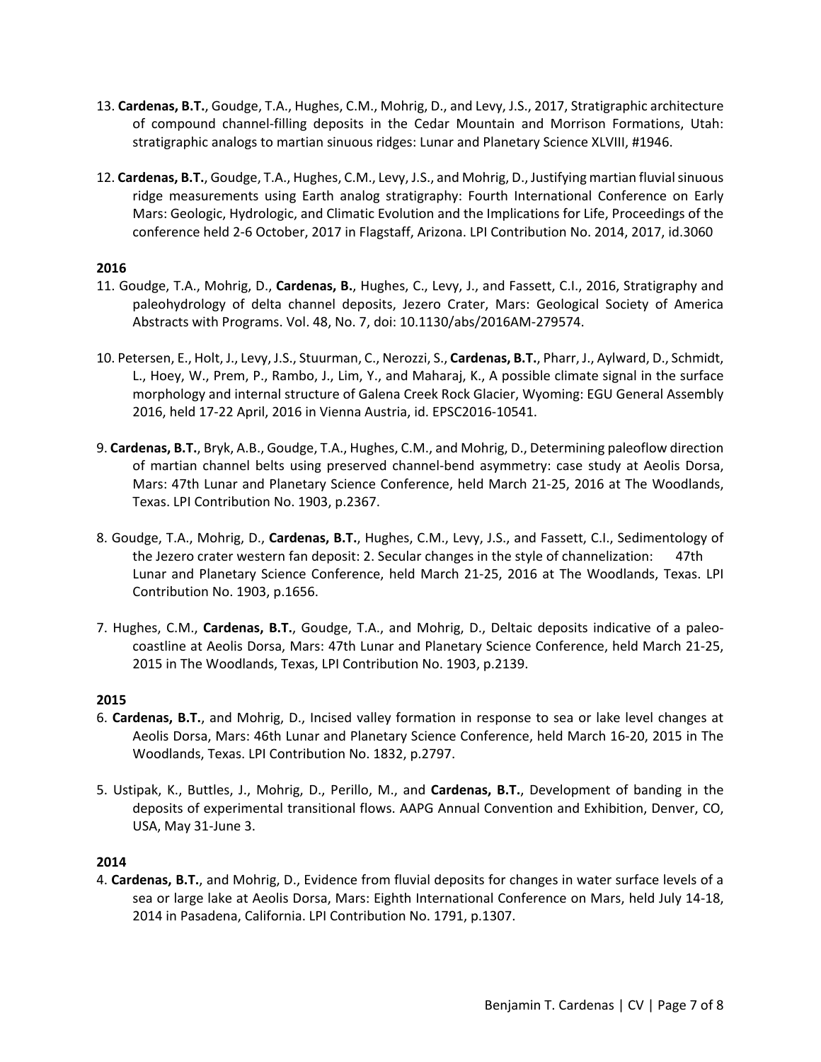13. **Cardenas, B.T.**, Goudge, T.A., Hughes, C.M., Mohrig, D., and Levy, J.S., 2017, Stratigraphic architecture of compound channel-filling deposits in the Cedar Mountain and Morrison Formations, Utah: stratigraphic analogs to martian sinuous ridges: Lunar and Planetary Science XLVIII, #1946.

12. **Cardenas, B.T.**, Goudge, T.A., Hughes, C.M., Levy, J.S., and Mohrig, D., Justifying martian fluvial sinuous ridge measurements using Earth analog stratigraphy: Fourth International Conference on Early Mars: Geologic, Hydrologic, and Climatic Evolution and the Implications for Life, Proceedings of the conference held 2-6 October, 2017 in Flagstaff, Arizona. LPI Contribution No. 2014, 2017, id.3060

**2016**

11. Goudge, T.A., Mohrig, D., **Cardenas, B.**, Hughes, C., Levy, J., and Fassett, C.I., 2016, Stratigraphy and paleohydrology of delta channel deposits, Jezero Crater, Mars: Geological Society of America Abstracts with Programs. Vol. 48, No. 7, doi: 10.1130/abs/2016AM-279574.

10. Petersen, E., Holt, J., Levy, J.S., Stuurman, C., Nerozzi, S., **Cardenas, B.T.**, Pharr, J., Aylward, D., Schmidt, L., Hoey, W., Prem, P., Rambo, J., Lim, Y., and Maharaj, K., A possible climate signal in the surface morphology and internal structure of Galena Creek Rock Glacier, Wyoming: EGU General Assembly 2016, held 17-22 April, 2016 in Vienna Austria, id. EPSC2016-10541.

9. **Cardenas, B.T.**, Bryk, A.B., Goudge, T.A., Hughes, C.M., and Mohrig, D., Determining paleoflow direction of martian channel belts using preserved channel-bend asymmetry: case study at Aeolis Dorsa, Mars: 47th Lunar and Planetary Science Conference, held March 21-25, 2016 at The Woodlands, Texas. LPI Contribution No. 1903, p.2367.

8. Goudge, T.A., Mohrig, D., **Cardenas, B.T.**, Hughes, C.M., Levy, J.S., and Fassett, C.I., Sedimentology of the Jezero crater western fan deposit: 2. Secular changes in the style of channelization: 47th Lunar and Planetary Science Conference, held March 21-25, 2016 at The Woodlands, Texas. LPI Contribution No. 1903, p.1656.

7. Hughes, C.M., **Cardenas, B.T.**, Goudge, T.A., and Mohrig, D., Deltaic deposits indicative of a paleo-coastline at Aeolis Dorsa, Mars: 47th Lunar and Planetary Science Conference, held March 21-25, 2015 in The Woodlands, Texas, LPI Contribution No. 1903, p.2139.

**2015**

6. **Cardenas, B.T.**, and Mohrig, D., Incised valley formation in response to sea or lake level changes at Aeolis Dorsa, Mars: 46th Lunar and Planetary Science Conference, held March 16-20, 2015 in The Woodlands, Texas. LPI Contribution No. 1832, p.2797.

5. Ustipak, K., Buttles, J., Mohrig, D., Perillo, M., and **Cardenas, B.T.**, Development of banding in the deposits of experimental transitional flows. AAPG Annual Convention and Exhibition, Denver, CO, USA, May 31-June 3.

**2014**

4. **Cardenas, B.T.**, and Mohrig, D., Evidence from fluvial deposits for changes in water surface levels of a sea or large lake at Aeolis Dorsa, Mars: Eighth International Conference on Mars, held July 14-18, 2014 in Pasadena, California. LPI Contribution No. 1791, p.1307.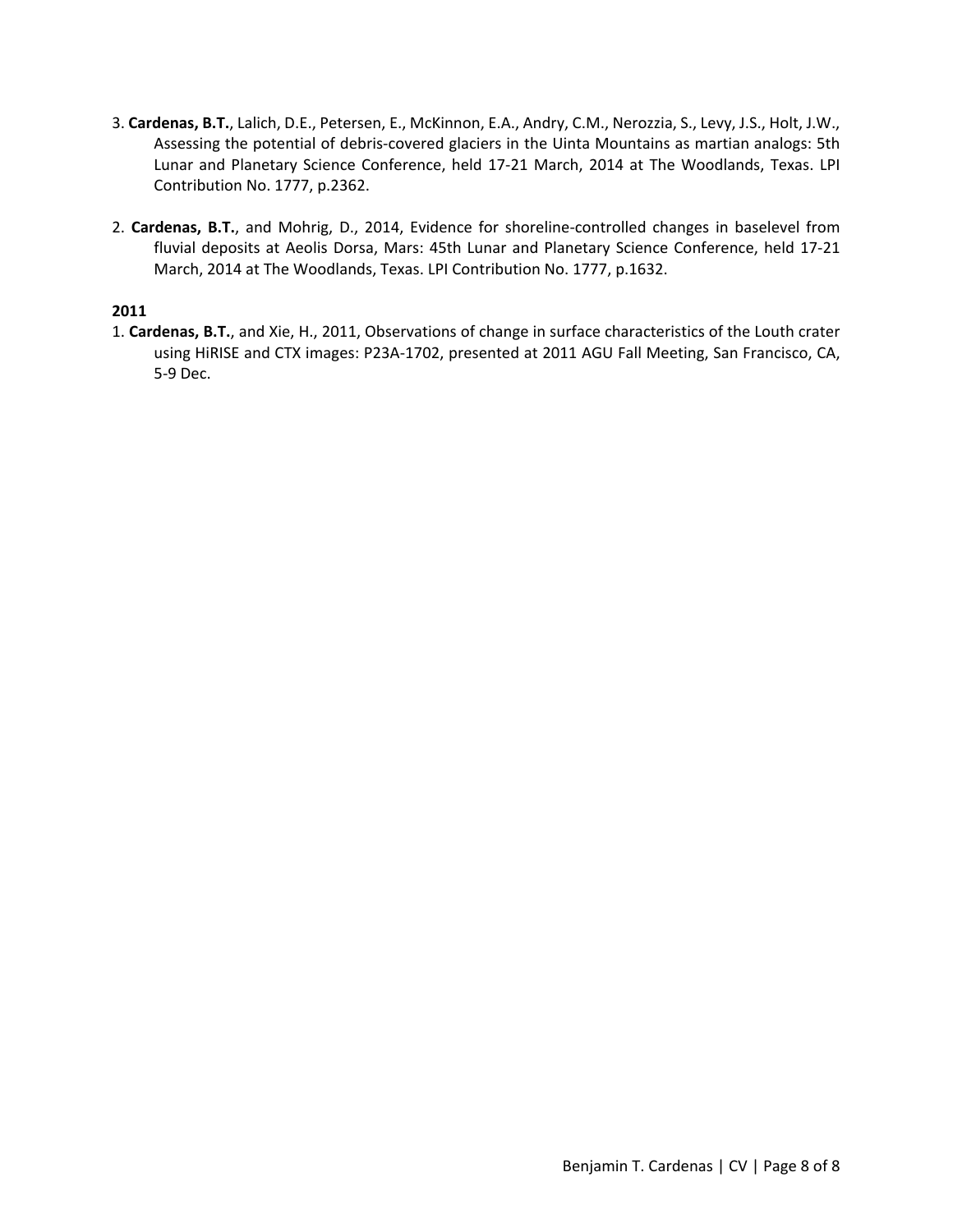3. **Cardenas, B.T.**, Lalich, D.E., Petersen, E., McKinnon, E.A., Andry, C.M., Nerozzia, S., Levy, J.S., Holt, J.W., Assessing the potential of debris-covered glaciers in the Uinta Mountains as martian analogs: 5th Lunar and Planetary Science Conference, held 17-21 March, 2014 at The Woodlands, Texas. LPI Contribution No. 1777, p.2362.

2. **Cardenas, B.T.**, and Mohrig, D., 2014, Evidence for shoreline-controlled changes in baselevel from fluvial deposits at Aeolis Dorsa, Mars: 45th Lunar and Planetary Science Conference, held 17-21 March, 2014 at The Woodlands, Texas. LPI Contribution No. 1777, p.1632.

**2011**

1. **Cardenas, B.T.**, and Xie, H., 2011, Observations of change in surface characteristics of the Louth crater using HiRISE and CTX images: P23A-1702, presented at 2011 AGU Fall Meeting, San Francisco, CA, 5-9 Dec.